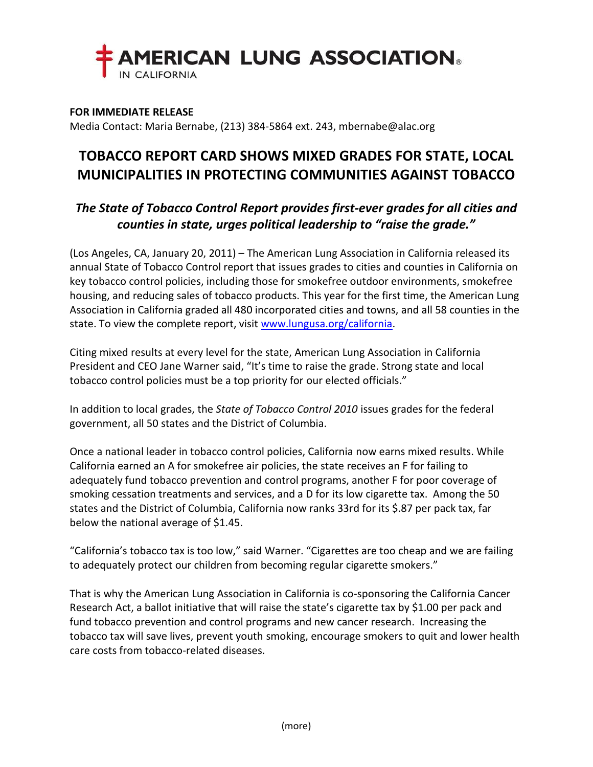AMERICAN LUNG ASSOCIATION® IN CALIFORNIA

**FOR IMMEDIATE RELEASE**
Media Contact: Maria Bernabe, (213) 384-5864 ext. 243, mbernabe@alac.org

# TOBACCO REPORT CARD SHOWS MIXED GRADES FOR STATE, LOCAL MUNICIPALITIES IN PROTECTING COMMUNITIES AGAINST TOBACCO

## *The State of Tobacco Control Report provides first-ever grades for all cities and counties in state, urges political leadership to "raise the grade."*

(Los Angeles, CA, January 20, 2011) – The American Lung Association in California released its annual State of Tobacco Control report that issues grades to cities and counties in California on key tobacco control policies, including those for smokefree outdoor environments, smokefree housing, and reducing sales of tobacco products. This year for the first time, the American Lung Association in California graded all 480 incorporated cities and towns, and all 58 counties in the state. To view the complete report, visit [www.lungusa.org/california](www.lungusa.org/california).

Citing mixed results at every level for the state, American Lung Association in California President and CEO Jane Warner said, "It's time to raise the grade. Strong state and local tobacco control policies must be a top priority for our elected officials."

In addition to local grades, the *State of Tobacco Control 2010* issues grades for the federal government, all 50 states and the District of Columbia.

Once a national leader in tobacco control policies, California now earns mixed results. While California earned an A for smokefree air policies, the state receives an F for failing to adequately fund tobacco prevention and control programs, another F for poor coverage of smoking cessation treatments and services, and a D for its low cigarette tax. Among the 50 states and the District of Columbia, California now ranks 33rd for its $.87 per pack tax, far below the national average of $1.45.

"California's tobacco tax is too low," said Warner. "Cigarettes are too cheap and we are failing to adequately protect our children from becoming regular cigarette smokers."

That is why the American Lung Association in California is co-sponsoring the California Cancer Research Act, a ballot initiative that will raise the state's cigarette tax by $1.00 per pack and fund tobacco prevention and control programs and new cancer research. Increasing the tobacco tax will save lives, prevent youth smoking, encourage smokers to quit and lower health care costs from tobacco-related diseases.

(more)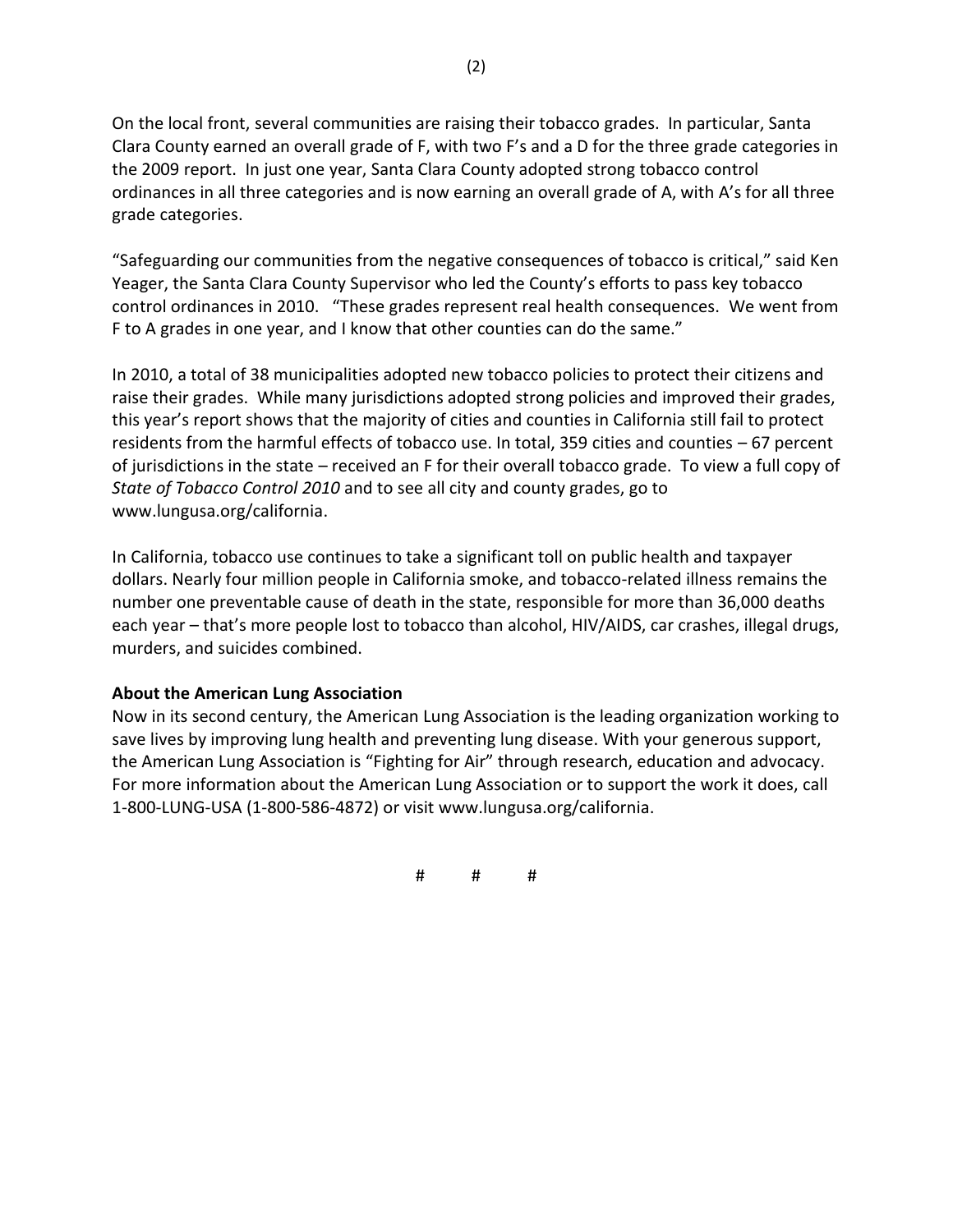On the local front, several communities are raising their tobacco grades. In particular, Santa Clara County earned an overall grade of F, with two F's and a D for the three grade categories in the 2009 report. In just one year, Santa Clara County adopted strong tobacco control ordinances in all three categories and is now earning an overall grade of A, with A's for all three grade categories.

"Safeguarding our communities from the negative consequences of tobacco is critical," said Ken Yeager, the Santa Clara County Supervisor who led the County's efforts to pass key tobacco control ordinances in 2010. "These grades represent real health consequences. We went from F to A grades in one year, and I know that other counties can do the same."

In 2010, a total of 38 municipalities adopted new tobacco policies to protect their citizens and raise their grades. While many jurisdictions adopted strong policies and improved their grades, this year's report shows that the majority of cities and counties in California still fail to protect residents from the harmful effects of tobacco use. In total, 359 cities and counties – 67 percent of jurisdictions in the state – received an F for their overall tobacco grade. To view a full copy of *State of Tobacco Control 2010* and to see all city and county grades, go to www.lungusa.org/california.

In California, tobacco use continues to take a significant toll on public health and taxpayer dollars. Nearly four million people in California smoke, and tobacco-related illness remains the number one preventable cause of death in the state, responsible for more than 36,000 deaths each year – that's more people lost to tobacco than alcohol, HIV/AIDS, car crashes, illegal drugs, murders, and suicides combined.

**About the American Lung Association**
Now in its second century, the American Lung Association is the leading organization working to save lives by improving lung health and preventing lung disease. With your generous support, the American Lung Association is "Fighting for Air" through research, education and advocacy. For more information about the American Lung Association or to support the work it does, call 1-800-LUNG-USA (1-800-586-4872) or visit www.lungusa.org/california.

# # #